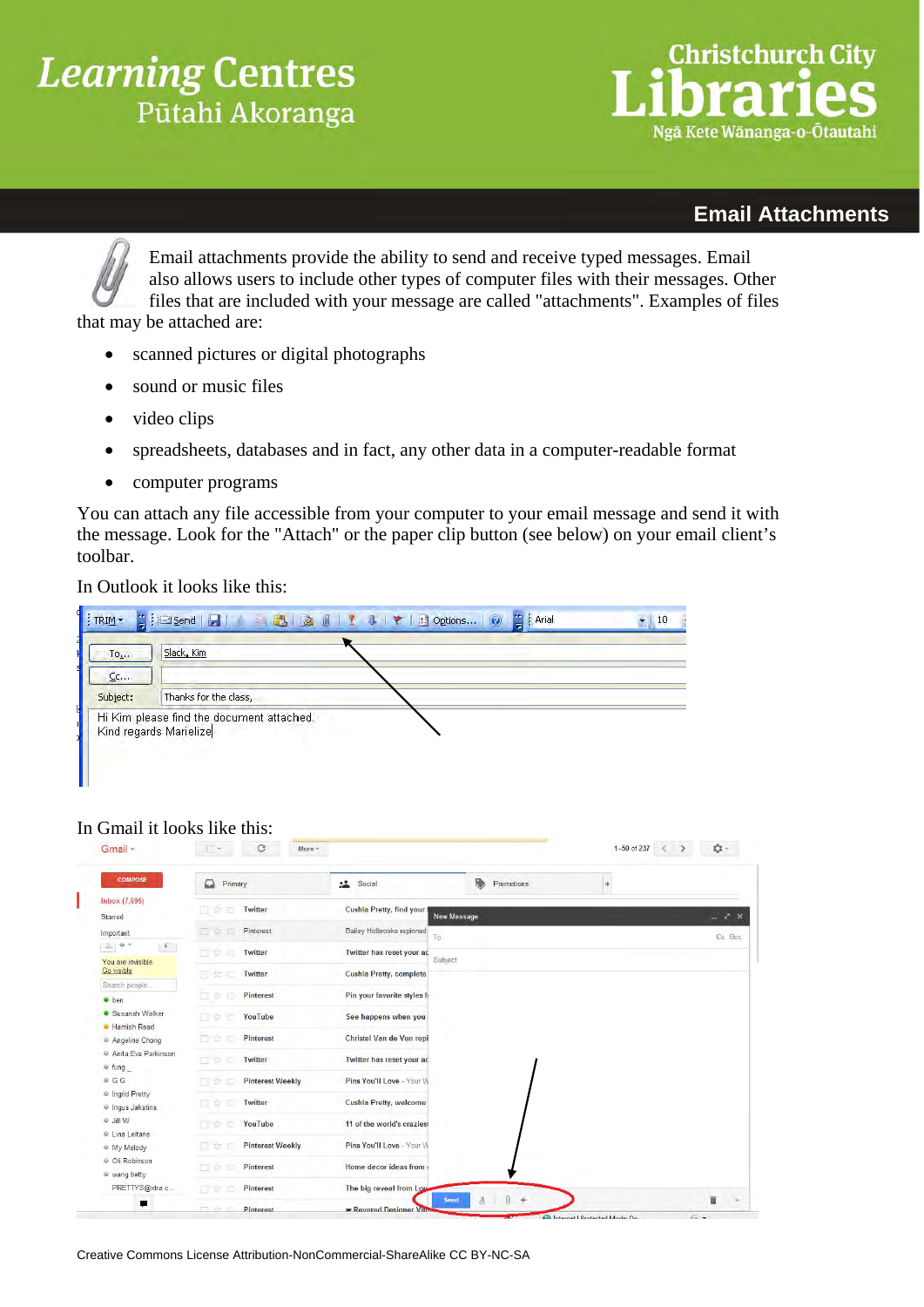# Learning Centres
Pūtahi Akoranga

Christchurch City Libraries
Ngā Kete Wānanga-o-Ōtautahi

## Email Attachments

Email attachments provide the ability to send and receive typed messages. Email also allows users to include other types of computer files with their messages. Other files that are included with your message are called "attachments". Examples of files that may be attached are:

- scanned pictures or digital photographs
- sound or music files
- video clips
- spreadsheets, databases and in fact, any other data in a computer-readable format
- computer programs

You can attach any file accessible from your computer to your email message and send it with the message. Look for the "Attach" or the paper clip button (see below) on your email client's toolbar.

In Outlook it looks like this:

In Gmail it looks like this:

Creative Commons License Attribution-NonCommercial-ShareAlike CC BY-NC-SA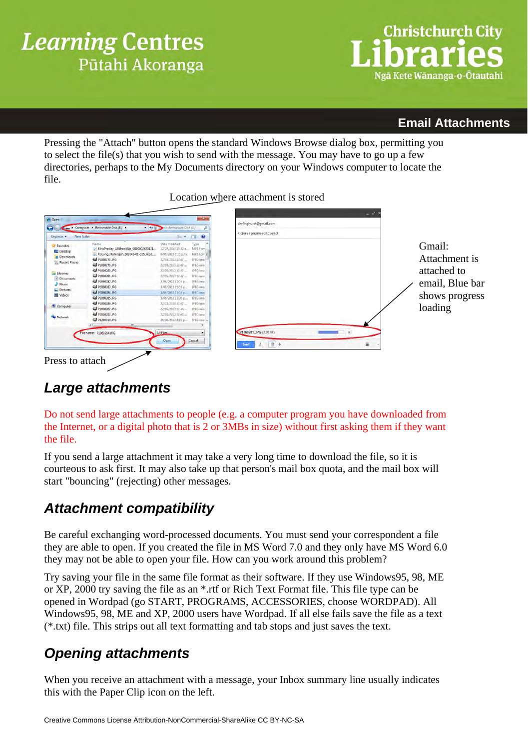Pressing the "Attach" button opens the standard Windows Browse dialog box, permitting you to select the file(s) that you wish to send with the message. You may have to go up a few directories, perhaps to the My Documents directory on your Windows computer to locate the file.

Location where attachment is stored

Gmail: Attachment is attached to email, Blue bar shows progress loading

Press to attach

## *Large attachments*

Do not send large attachments to people (e.g. a computer program you have downloaded from the Internet, or a digital photo that is 2 or 3MBs in size) without first asking them if they want the file.

If you send a large attachment it may take a very long time to download the file, so it is courteous to ask first. It may also take up that person's mail box quota, and the mail box will start "bouncing" (rejecting) other messages.

## *Attachment compatibility*

Be careful exchanging word-processed documents. You must send your correspondent a file they are able to open. If you created the file in MS Word 7.0 and they only have MS Word 6.0 they may not be able to open your file. How can you work around this problem?

Try saving your file in the same file format as their software. If they use Windows95, 98, ME or XP, 2000 try saving the file as an *.rtf or Rich Text Format file. This file type can be opened in Wordpad (go START, PROGRAMS, ACCESSORIES, choose WORDPAD). All Windows95, 98, ME and XP, 2000 users have Wordpad. If all else fails save the file as a text (*.txt) file. This strips out all text formatting and tab stops and just saves the text.

## *Opening attachments*

When you receive an attachment with a message, your Inbox summary line usually indicates this with the Paper Clip icon on the left.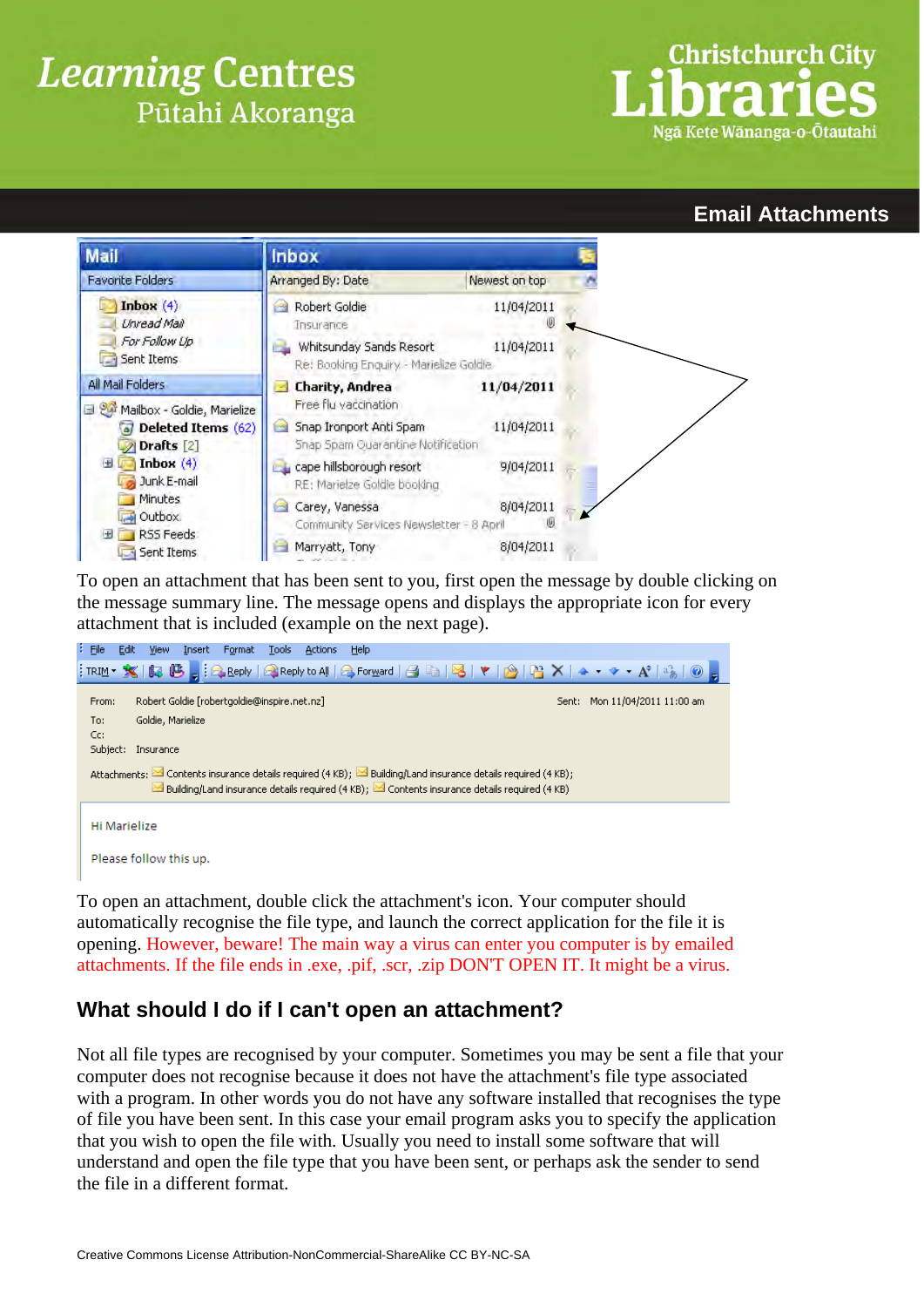Learning Centres
Pūtahi Akoranga

Christchurch City Libraries
Ngā Kete Wānanga-o-Ōtautahi

## Email Attachments

To open an attachment that has been sent to you, first open the message by double clicking on the message summary line. The message opens and displays the appropriate icon for every attachment that is included (example on the next page).

To open an attachment, double click the attachment's icon. Your computer should automatically recognise the file type, and launch the correct application for the file it is opening. However, beware! The main way a virus can enter you computer is by emailed attachments. If the file ends in .exe, .pif, .scr, .zip DON'T OPEN IT. It might be a virus.

## What should I do if I can't open an attachment?

Not all file types are recognised by your computer. Sometimes you may be sent a file that your computer does not recognise because it does not have the attachment's file type associated with a program. In other words you do not have any software installed that recognises the type of file you have been sent. In this case your email program asks you to specify the application that you wish to open the file with. Usually you need to install some software that will understand and open the file type that you have been sent, or perhaps ask the sender to send the file in a different format.

Creative Commons License Attribution-NonCommercial-ShareAlike CC BY-NC-SA